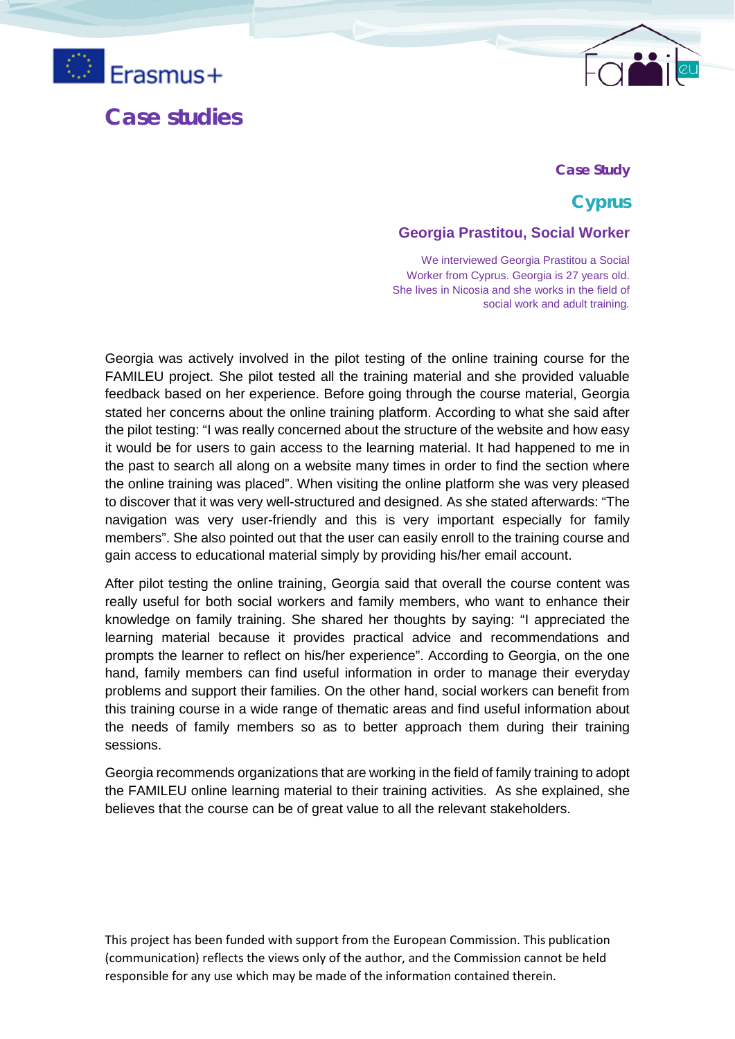# Case studies

### Case Study

## Cyprus

### Georgia Prastitou, Social Worker

We interviewed Georgia Prastitou a Social Worker from Cyprus. Georgia is 27 years old. She lives in Nicosia and she works in the field of social work and adult training.

Georgia was actively involved in the pilot testing of the online training course for the FAMILEU project. She pilot tested all the training material and she provided valuable feedback based on her experience. Before going through the course material, Georgia stated her concerns about the online training platform. According to what she said after the pilot testing: "I was really concerned about the structure of the website and how easy it would be for users to gain access to the learning material. It had happened to me in the past to search all along on a website many times in order to find the section where the online training was placed". When visiting the online platform she was very pleased to discover that it was very well-structured and designed. As she stated afterwards: "The navigation was very user-friendly and this is very important especially for family members". She also pointed out that the user can easily enroll to the training course and gain access to educational material simply by providing his/her email account.

After pilot testing the online training, Georgia said that overall the course content was really useful for both social workers and family members, who want to enhance their knowledge on family training. She shared her thoughts by saying: "I appreciated the learning material because it provides practical advice and recommendations and prompts the learner to reflect on his/her experience". According to Georgia, on the one hand, family members can find useful information in order to manage their everyday problems and support their families. On the other hand, social workers can benefit from this training course in a wide range of thematic areas and find useful information about the needs of family members so as to better approach them during their training sessions.

Georgia recommends organizations that are working in the field of family training to adopt the FAMILEU online learning material to their training activities. As she explained, she believes that the course can be of great value to all the relevant stakeholders.

This project has been funded with support from the European Commission. This publication (communication) reflects the views only of the author, and the Commission cannot be held responsible for any use which may be made of the information contained therein.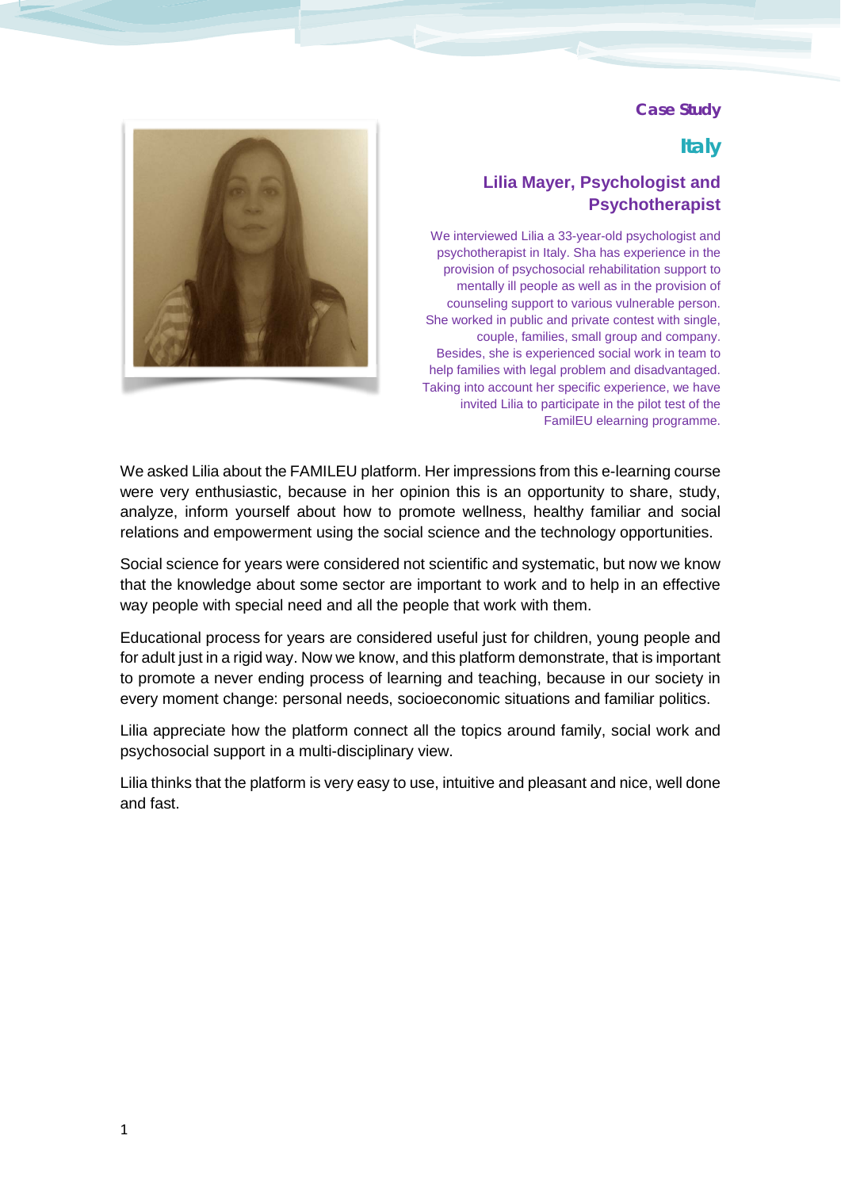**Case Study**

## Italy

### Lilia Mayer, Psychologist and Psychotherapist

We interviewed Lilia a 33-year-old psychologist and psychotherapist in Italy. Sha has experience in the provision of psychosocial rehabilitation support to mentally ill people as well as in the provision of counseling support to various vulnerable person. She worked in public and private contest with single, couple, families, small group and company. Besides, she is experienced social work in team to help families with legal problem and disadvantaged. Taking into account her specific experience, we have invited Lilia to participate in the pilot test of the FamilEU elearning programme.

We asked Lilia about the FAMILEU platform. Her impressions from this e-learning course were very enthusiastic, because in her opinion this is an opportunity to share, study, analyze, inform yourself about how to promote wellness, healthy familiar and social relations and empowerment using the social science and the technology opportunities.

Social science for years were considered not scientific and systematic, but now we know that the knowledge about some sector are important to work and to help in an effective way people with special need and all the people that work with them.

Educational process for years are considered useful just for children, young people and for adult just in a rigid way. Now we know, and this platform demonstrate, that is important to promote a never ending process of learning and teaching, because in our society in every moment change: personal needs, socioeconomic situations and familiar politics.

Lilia appreciate how the platform connect all the topics around family, social work and psychosocial support in a multi-disciplinary view.

Lilia thinks that the platform is very easy to use, intuitive and pleasant and nice, well done and fast.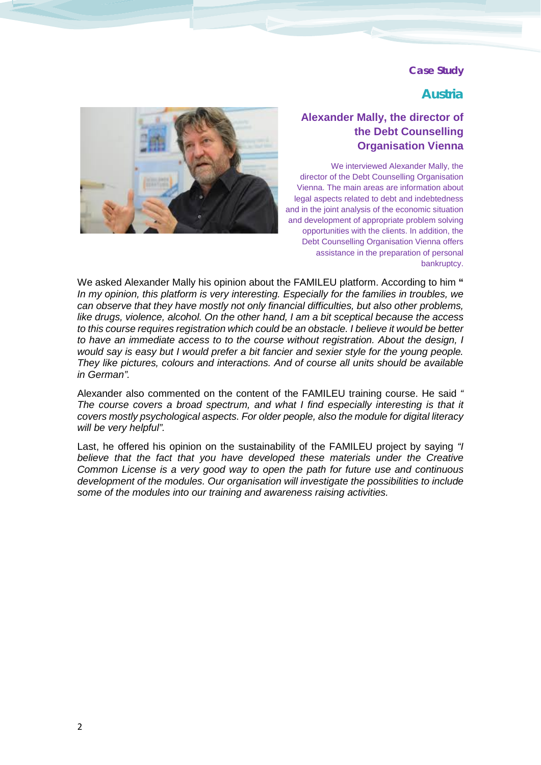**Case Study**

## Austria

### Alexander Mally, the director of the Debt Counselling Organisation Vienna

We interviewed Alexander Mally, the director of the Debt Counselling Organisation Vienna. The main areas are information about legal aspects related to debt and indebtedness and in the joint analysis of the economic situation and development of appropriate problem solving opportunities with the clients. In addition, the Debt Counselling Organisation Vienna offers assistance in the preparation of personal bankruptcy.

We asked Alexander Mally his opinion about the FAMILEU platform. According to him **"** *In my opinion, this platform is very interesting. Especially for the families in troubles, we can observe that they have mostly not only financial difficulties, but also other problems, like drugs, violence, alcohol. On the other hand, I am a bit sceptical because the access to this course requires registration which could be an obstacle. I believe it would be better to have an immediate access to to the course without registration. About the design, I would say is easy but I would prefer a bit fancier and sexier style for the young people. They like pictures, colours and interactions. And of course all units should be available in German".*

Alexander also commented on the content of the FAMILEU training course. He said *" The course covers a broad spectrum, and what I find especially interesting is that it covers mostly psychological aspects. For older people, also the module for digital literacy will be very helpful".*

Last, he offered his opinion on the sustainability of the FAMILEU project by saying *"I believe that the fact that you have developed these materials under the Creative Common License is a very good way to open the path for future use and continuous development of the modules. Our organisation will investigate the possibilities to include some of the modules into our training and awareness raising activities.*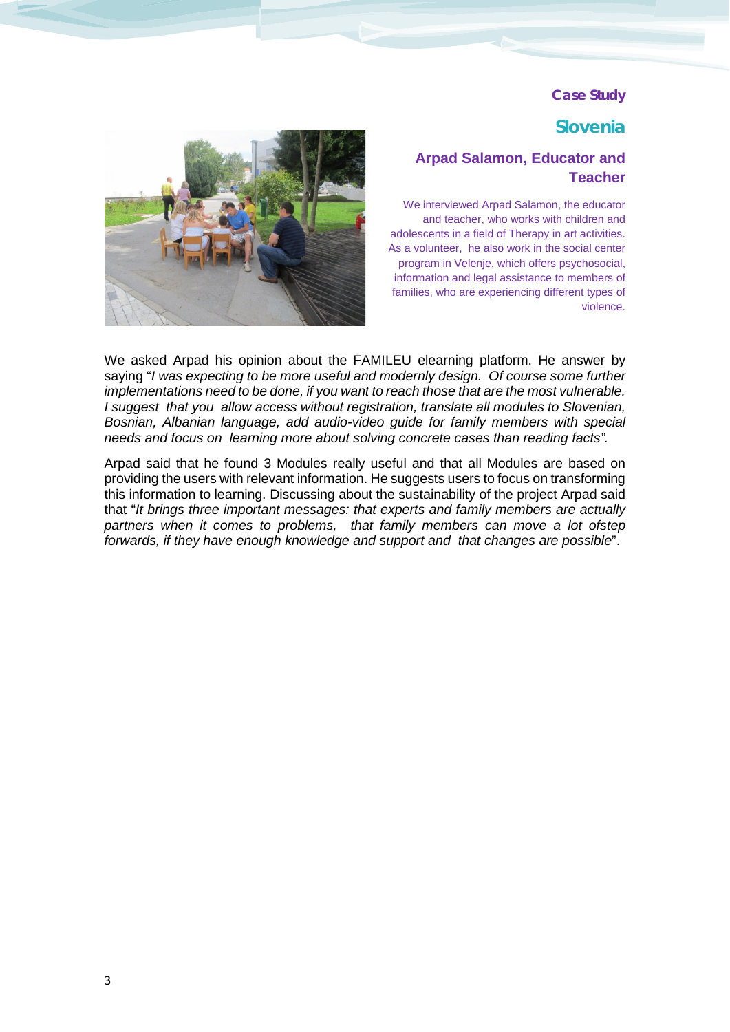**Case Study**

# Slovenia

## Arpad Salamon, Educator and Teacher

We interviewed Arpad Salamon, the educator and teacher, who works with children and adolescents in a field of Therapy in art activities. As a volunteer, he also work in the social center program in Velenje, which offers psychosocial, information and legal assistance to members of families, who are experiencing different types of violence.

We asked Arpad his opinion about the FAMILEU elearning platform. He answer by saying "*I was expecting to be more useful and modernly design. Of course some further implementations need to be done, if you want to reach those that are the most vulnerable. I suggest that you allow access without registration, translate all modules to Slovenian, Bosnian, Albanian language, add audio-video guide for family members with special needs and focus on learning more about solving concrete cases than reading facts".*

Arpad said that he found 3 Modules really useful and that all Modules are based on providing the users with relevant information. He suggests users to focus on transforming this information to learning. Discussing about the sustainability of the project Arpad said that "*It brings three important messages: that experts and family members are actually partners when it comes to problems, that family members can move a lot ofstep forwards, if they have enough knowledge and support and that changes are possible*".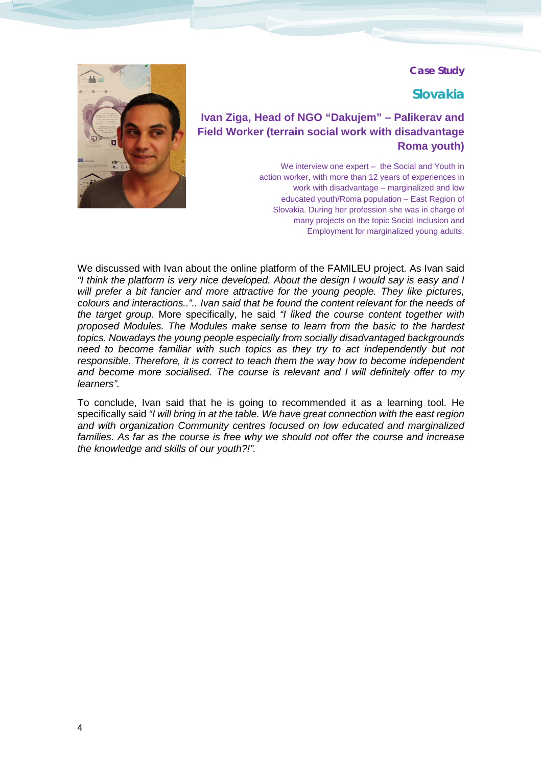**Case Study**

## Slovakia

### Ivan Ziga, Head of NGO "Dakujem" – Palikerav and Field Worker (terrain social work with disadvantage Roma youth)

We interview one expert – the Social and Youth in action worker, with more than 12 years of experiences in work with disadvantage – marginalized and low educated youth/Roma population – East Region of Slovakia. During her profession she was in charge of many projects on the topic Social Inclusion and Employment for marginalized young adults.

We discussed with Ivan about the online platform of the FAMILEU project. As Ivan said *"I think the platform is very nice developed. About the design I would say is easy and I will prefer a bit fancier and more attractive for the young people. They like pictures, colours and interactions..".. Ivan said that he found the content relevant for the needs of the target group.* More specifically, he said *"I liked the course content together with proposed Modules. The Modules make sense to learn from the basic to the hardest topics. Nowadays the young people especially from socially disadvantaged backgrounds need to become familiar with such topics as they try to act independently but not responsible. Therefore, it is correct to teach them the way how to become independent and become more socialised. The course is relevant and I will definitely offer to my learners".*

To conclude, Ivan said that he is going to recommended it as a learning tool. He specifically said *"I will bring in at the table. We have great connection with the east region and with organization Community centres focused on low educated and marginalized families. As far as the course is free why we should not offer the course and increase the knowledge and skills of our youth?!".*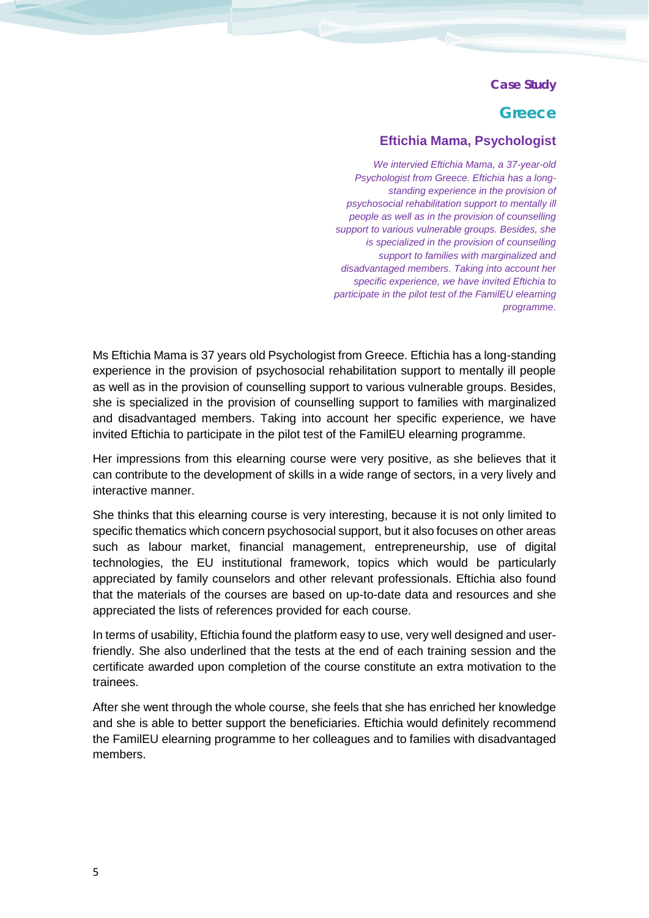**Case Study**

## Greece

### Eftichia Mama, Psychologist

*We intervied Eftichia Mama, a 37-year-old Psychologist from Greece. Eftichia has a long-standing experience in the provision of psychosocial rehabilitation support to mentally ill people as well as in the provision of counselling support to various vulnerable groups. Besides, she is specialized in the provision of counselling support to families with marginalized and disadvantaged members. Taking into account her specific experience, we have invited Eftichia to participate in the pilot test of the FamilEU elearning programme.*

Ms Eftichia Mama is 37 years old Psychologist from Greece. Eftichia has a long-standing experience in the provision of psychosocial rehabilitation support to mentally ill people as well as in the provision of counselling support to various vulnerable groups. Besides, she is specialized in the provision of counselling support to families with marginalized and disadvantaged members. Taking into account her specific experience, we have invited Eftichia to participate in the pilot test of the FamilEU elearning programme.

Her impressions from this elearning course were very positive, as she believes that it can contribute to the development of skills in a wide range of sectors, in a very lively and interactive manner.

She thinks that this elearning course is very interesting, because it is not only limited to specific thematics which concern psychosocial support, but it also focuses on other areas such as labour market, financial management, entrepreneurship, use of digital technologies, the EU institutional framework, topics which would be particularly appreciated by family counselors and other relevant professionals. Eftichia also found that the materials of the courses are based on up-to-date data and resources and she appreciated the lists of references provided for each course.

In terms of usability, Eftichia found the platform easy to use, very well designed and user-friendly. She also underlined that the tests at the end of each training session and the certificate awarded upon completion of the course constitute an extra motivation to the trainees.

After she went through the whole course, she feels that she has enriched her knowledge and she is able to better support the beneficiaries. Eftichia would definitely recommend the FamilEU elearning programme to her colleagues and to families with disadvantaged members.